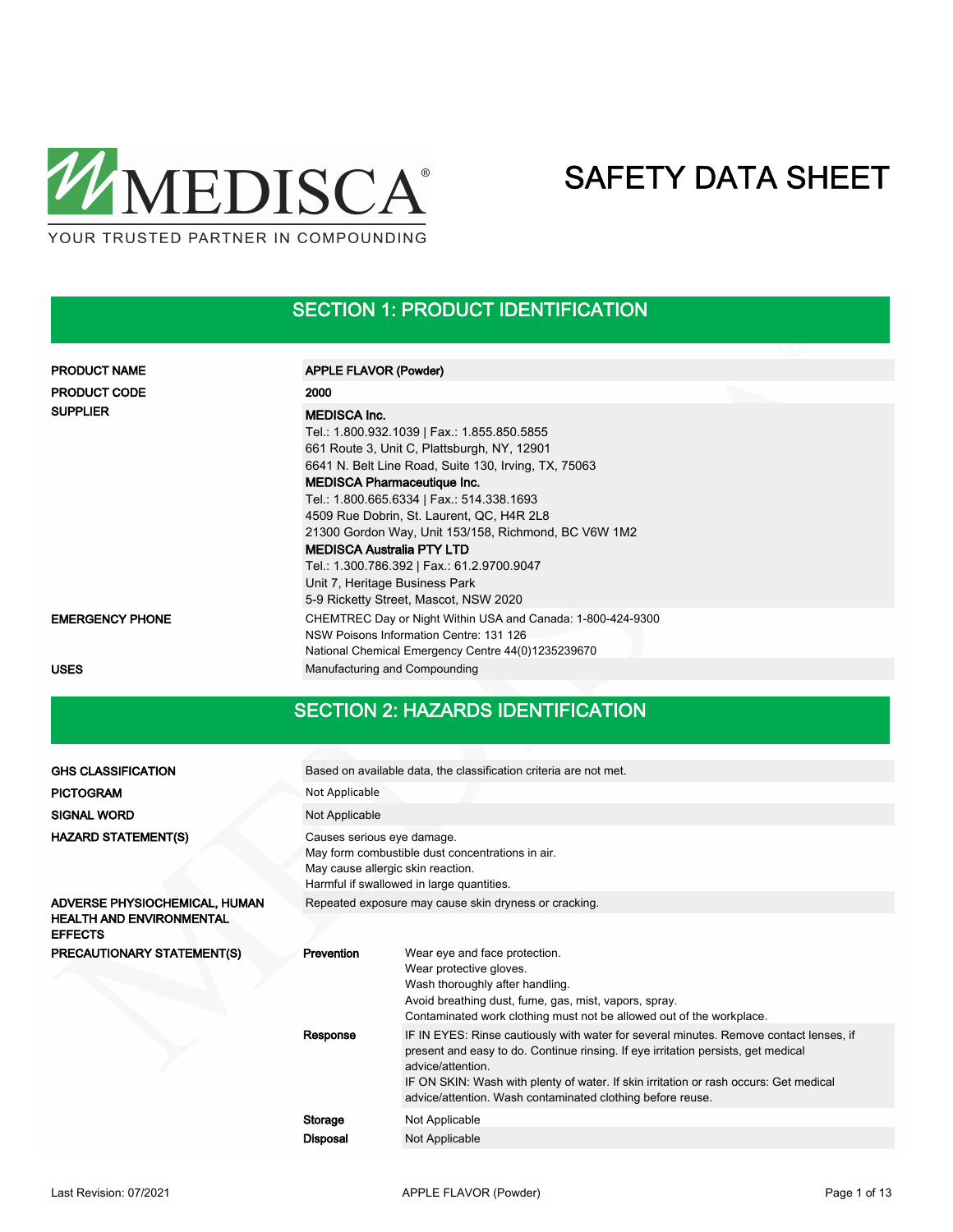MEDISCA®

YOUR TRUSTED PARTNER IN COMPOUNDING

# SAFETY DATA SHEET

## SECTION 1: PRODUCT IDENTIFICATION

| | |
|---|---|
| **PRODUCT NAME** | **APPLE FLAVOR (Powder)** |
| **PRODUCT CODE** | **2000** |
| **SUPPLIER** | **MEDISCA Inc.**<br>Tel.: 1.800.932.1039 \| Fax.: 1.855.850.5855<br>661 Route 3, Unit C, Plattsburgh, NY, 12901<br>6641 N. Belt Line Road, Suite 130, Irving, TX, 75063<br>**MEDISCA Pharmaceutique Inc.**<br>Tel.: 1.800.665.6334 \| Fax.: 514.338.1693<br>4509 Rue Dobrin, St. Laurent, QC, H4R 2L8<br>21300 Gordon Way, Unit 153/158, Richmond, BC V6W 1M2<br>**MEDISCA Australia PTY LTD**<br>Tel.: 1.300.786.392 \| Fax.: 61.2.9700.9047<br>Unit 7, Heritage Business Park<br>5-9 Ricketty Street, Mascot, NSW 2020 |
| **EMERGENCY PHONE** | CHEMTREC Day or Night Within USA and Canada: 1-800-424-9300<br>NSW Poisons Information Centre: 131 126<br>National Chemical Emergency Centre 44(0)1235239670 |
| **USES** | Manufacturing and Compounding |

## SECTION 2: HAZARDS IDENTIFICATION

| | | |
|---|---|---|
| **GHS CLASSIFICATION** | Based on available data, the classification criteria are not met. | |
| **PICTOGRAM** | Not Applicable | |
| **SIGNAL WORD** | Not Applicable | |
| **HAZARD STATEMENT(S)** | Causes serious eye damage.<br>May form combustible dust concentrations in air.<br>May cause allergic skin reaction.<br>Harmful if swallowed in large quantities. | |
| **ADVERSE PHYSIOCHEMICAL, HUMAN HEALTH AND ENVIRONMENTAL EFFECTS** | Repeated exposure may cause skin dryness or cracking. | |
| **PRECAUTIONARY STATEMENT(S)** | **Prevention** | Wear eye and face protection.<br>Wear protective gloves.<br>Wash thoroughly after handling.<br>Avoid breathing dust, fume, gas, mist, vapors, spray.<br>Contaminated work clothing must not be allowed out of the workplace. |
| | **Response** | IF IN EYES: Rinse cautiously with water for several minutes. Remove contact lenses, if present and easy to do. Continue rinsing. If eye irritation persists, get medical advice/attention.<br>IF ON SKIN: Wash with plenty of water. If skin irritation or rash occurs: Get medical advice/attention. Wash contaminated clothing before reuse. |
| | **Storage** | Not Applicable |
| | **Disposal** | Not Applicable |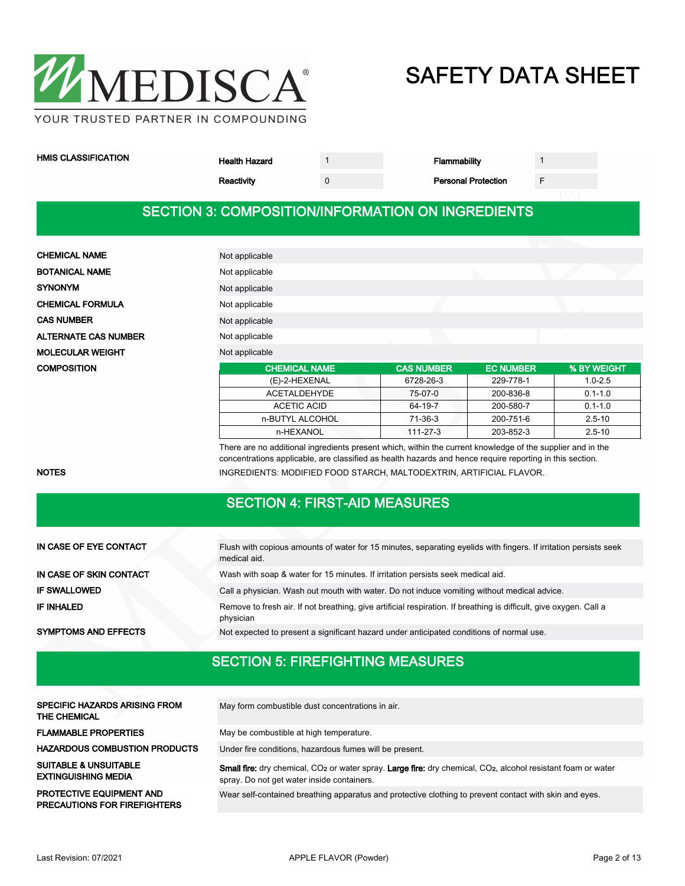# SAFETY DATA SHEET

**HMIS CLASSIFICATION**

| | | | |
|---|---|---|---|
| **Health Hazard** | 1 | **Flammability** | 1 |
| **Reactivity** | 0 | **Personal Protection** | F |

## SECTION 3: COMPOSITION/INFORMATION ON INGREDIENTS

| | |
|---|---|
| **CHEMICAL NAME** | Not applicable |
| **BOTANICAL NAME** | Not applicable |
| **SYNONYM** | Not applicable |
| **CHEMICAL FORMULA** | Not applicable |
| **CAS NUMBER** | Not applicable |
| **ALTERNATE CAS NUMBER** | Not applicable |
| **MOLECULAR WEIGHT** | Not applicable |

**COMPOSITION**

| CHEMICAL NAME | CAS NUMBER | EC NUMBER | % BY WEIGHT |
|---|---|---|---|
| (E)-2-HEXENAL | 6728-26-3 | 229-778-1 | 1.0-2.5 |
| ACETALDEHYDE | 75-07-0 | 200-836-8 | 0.1-1.0 |
| ACETIC ACID | 64-19-7 | 200-580-7 | 0.1-1.0 |
| n-BUTYL ALCOHOL | 71-36-3 | 200-751-6 | 2.5-10 |
| n-HEXANOL | 111-27-3 | 203-852-3 | 2.5-10 |

There are no additional ingredients present which, within the current knowledge of the supplier and in the concentrations applicable, are classified as health hazards and hence require reporting in this section.

**NOTES** INGREDIENTS: MODIFIED FOOD STARCH, MALTODEXTRIN, ARTIFICIAL FLAVOR.

## SECTION 4: FIRST-AID MEASURES

| | |
|---|---|
| **IN CASE OF EYE CONTACT** | Flush with copious amounts of water for 15 minutes, separating eyelids with fingers. If irritation persists seek medical aid. |
| **IN CASE OF SKIN CONTACT** | Wash with soap & water for 15 minutes. If irritation persists seek medical aid. |
| **IF SWALLOWED** | Call a physician. Wash out mouth with water. Do not induce vomiting without medical advice. |
| **IF INHALED** | Remove to fresh air. If not breathing, give artificial respiration. If breathing is difficult, give oxygen. Call a physician |
| **SYMPTOMS AND EFFECTS** | Not expected to present a significant hazard under anticipated conditions of normal use. |

## SECTION 5: FIREFIGHTING MEASURES

| | |
|---|---|
| **SPECIFIC HAZARDS ARISING FROM THE CHEMICAL** | May form combustible dust concentrations in air. |
| **FLAMMABLE PROPERTIES** | May be combustible at high temperature. |
| **HAZARDOUS COMBUSTION PRODUCTS** | Under fire conditions, hazardous fumes will be present. |
| **SUITABLE & UNSUITABLE EXTINGUISHING MEDIA** | **Small fire:** dry chemical, $CO_2$ or water spray. **Large fire:** dry chemical, $CO_2$, alcohol resistant foam or water spray. Do not get water inside containers. |
| **PROTECTIVE EQUIPMENT AND PRECAUTIONS FOR FIREFIGHTERS** | Wear self-contained breathing apparatus and protective clothing to prevent contact with skin and eyes. |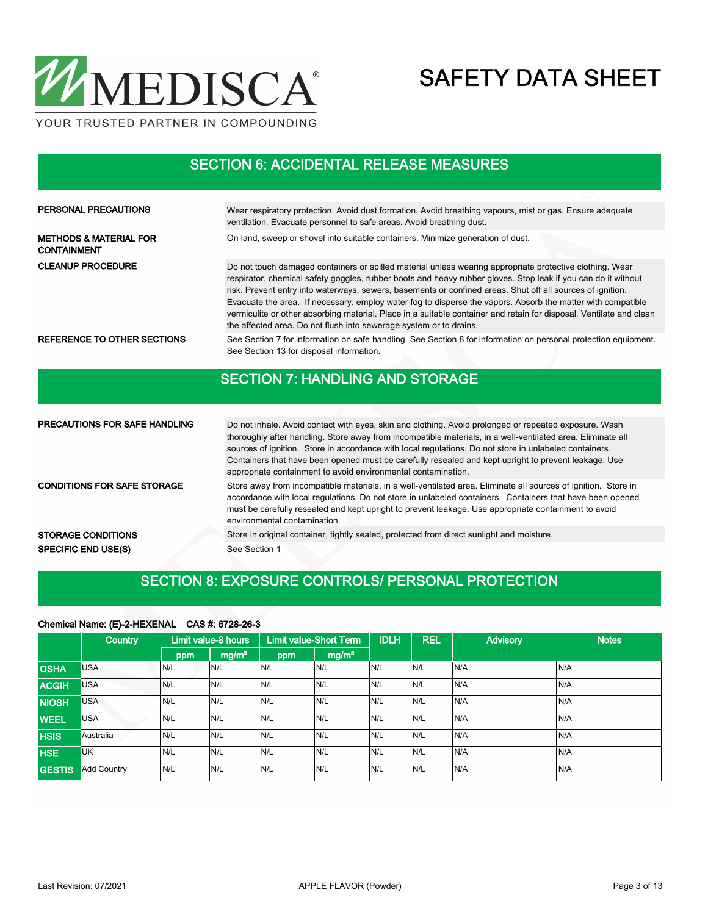## SECTION 6: ACCIDENTAL RELEASE MEASURES

**PERSONAL PRECAUTIONS**
Wear respiratory protection. Avoid dust formation. Avoid breathing vapours, mist or gas. Ensure adequate ventilation. Evacuate personnel to safe areas. Avoid breathing dust.

**METHODS & MATERIAL FOR CONTAINMENT**
On land, sweep or shovel into suitable containers. Minimize generation of dust.

**CLEANUP PROCEDURE**
Do not touch damaged containers or spilled material unless wearing appropriate protective clothing. Wear respirator, chemical safety goggles, rubber boots and heavy rubber gloves. Stop leak if you can do it without risk. Prevent entry into waterways, sewers, basements or confined areas. Shut off all sources of ignition. Evacuate the area. If necessary, employ water fog to disperse the vapors. Absorb the matter with compatible vermiculite or other absorbing material. Place in a suitable container and retain for disposal. Ventilate and clean the affected area. Do not flush into sewerage system or to drains.

**REFERENCE TO OTHER SECTIONS**
See Section 7 for information on safe handling. See Section 8 for information on personal protection equipment. See Section 13 for disposal information.

## SECTION 7: HANDLING AND STORAGE

**PRECAUTIONS FOR SAFE HANDLING**
Do not inhale. Avoid contact with eyes, skin and clothing. Avoid prolonged or repeated exposure. Wash thoroughly after handling. Store away from incompatible materials, in a well-ventilated area. Eliminate all sources of ignition. Store in accordance with local regulations. Do not store in unlabeled containers. Containers that have been opened must be carefully resealed and kept upright to prevent leakage. Use appropriate containment to avoid environmental contamination.

**CONDITIONS FOR SAFE STORAGE**
Store away from incompatible materials, in a well-ventilated area. Eliminate all sources of ignition. Store in accordance with local regulations. Do not store in unlabeled containers. Containers that have been opened must be carefully resealed and kept upright to prevent leakage. Use appropriate containment to avoid environmental contamination.

**STORAGE CONDITIONS**
Store in original container, tightly sealed, protected from direct sunlight and moisture.

**SPECIFIC END USE(S)**
See Section 1

## SECTION 8: EXPOSURE CONTROLS/ PERSONAL PROTECTION

**Chemical Name: (E)-2-HEXENAL CAS #: 6728-26-3**

| | Country | Limit value-8 hours | | Limit value-Short Term | | IDLH | REL | Advisory | Notes |
|---|---|---|---|---|---|---|---|---|---|
| | | ppm | mg/m³ | ppm | mg/m³ | | | | |
| OSHA | USA | N/L | N/L | N/L | N/L | N/L | N/L | N/A | N/A |
| ACGIH | USA | N/L | N/L | N/L | N/L | N/L | N/L | N/A | N/A |
| NIOSH | USA | N/L | N/L | N/L | N/L | N/L | N/L | N/A | N/A |
| WEEL | USA | N/L | N/L | N/L | N/L | N/L | N/L | N/A | N/A |
| HSIS | Australia | N/L | N/L | N/L | N/L | N/L | N/L | N/A | N/A |
| HSE | UK | N/L | N/L | N/L | N/L | N/L | N/L | N/A | N/A |
| GESTIS | Add Country | N/L | N/L | N/L | N/L | N/L | N/L | N/A | N/A |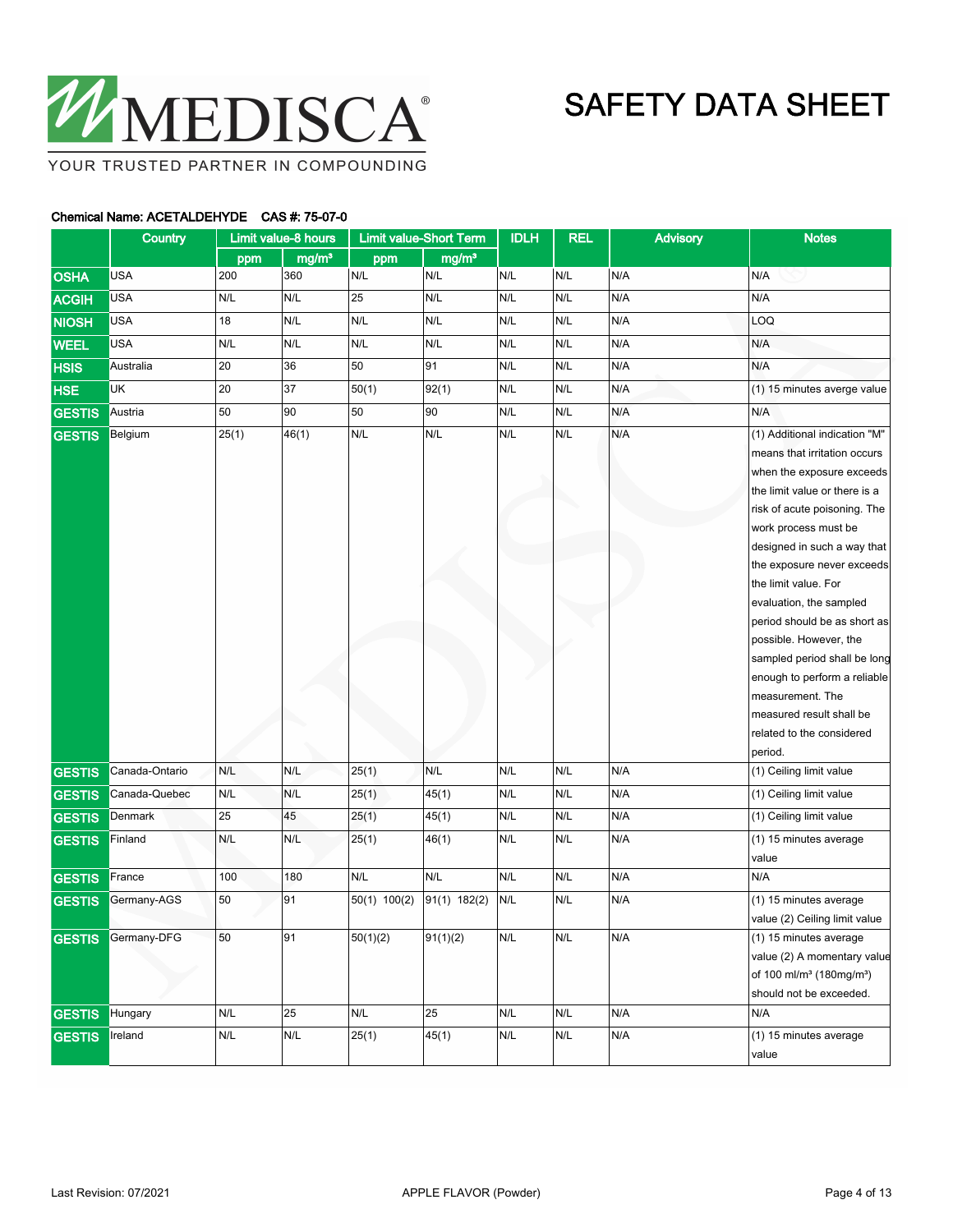# SAFETY DATA SHEET

**Chemical Name: ACETALDEHYDE CAS #: 75-07-0**

| | Country | Limit value-8 hours | | Limit value-Short Term | | IDLH | REL | Advisory | Notes |
|---|---|---|---|---|---|---|---|---|---|
| | | ppm | mg/m³ | ppm | mg/m³ | | | | |
| OSHA | USA | 200 | 360 | N/L | N/L | N/L | N/L | N/A | N/A |
| ACGIH | USA | N/L | N/L | 25 | N/L | N/L | N/L | N/A | N/A |
| NIOSH | USA | 18 | N/L | N/L | N/L | N/L | N/L | N/A | LOQ |
| WEEL | USA | N/L | N/L | N/L | N/L | N/L | N/L | N/A | N/A |
| HSIS | Australia | 20 | 36 | 50 | 91 | N/L | N/L | N/A | N/A |
| HSE | UK | 20 | 37 | 50(1) | 92(1) | N/L | N/L | N/A | (1) 15 minutes averge value |
| GESTIS | Austria | 50 | 90 | 50 | 90 | N/L | N/L | N/A | N/A |
| GESTIS | Belgium | 25(1) | 46(1) | N/L | N/L | N/L | N/L | N/A | (1) Additional indication "M" means that irritation occurs when the exposure exceeds the limit value or there is a risk of acute poisoning. The work process must be designed in such a way that the exposure never exceeds the limit value. For evaluation, the sampled period should be as short as possible. However, the sampled period shall be long enough to perform a reliable measurement. The measured result shall be related to the considered period. |
| GESTIS | Canada-Ontario | N/L | N/L | 25(1) | N/L | N/L | N/L | N/A | (1) Ceiling limit value |
| GESTIS | Canada-Quebec | N/L | N/L | 25(1) | 45(1) | N/L | N/L | N/A | (1) Ceiling limit value |
| GESTIS | Denmark | 25 | 45 | 25(1) | 45(1) | N/L | N/L | N/A | (1) Ceiling limit value |
| GESTIS | Finland | N/L | N/L | 25(1) | 46(1) | N/L | N/L | N/A | (1) 15 minutes average value |
| GESTIS | France | 100 | 180 | N/L | N/L | N/L | N/L | N/A | N/A |
| GESTIS | Germany-AGS | 50 | 91 | 50(1) 100(2) | 91(1) 182(2) | N/L | N/L | N/A | (1) 15 minutes average value (2) Ceiling limit value |
| GESTIS | Germany-DFG | 50 | 91 | 50(1)(2) | 91(1)(2) | N/L | N/L | N/A | (1) 15 minutes average value (2) A momentary value of 100 ml/m³ (180mg/m³) should not be exceeded. |
| GESTIS | Hungary | N/L | 25 | N/L | 25 | N/L | N/L | N/A | N/A |
| GESTIS | Ireland | N/L | N/L | 25(1) | 45(1) | N/L | N/L | N/A | (1) 15 minutes average value |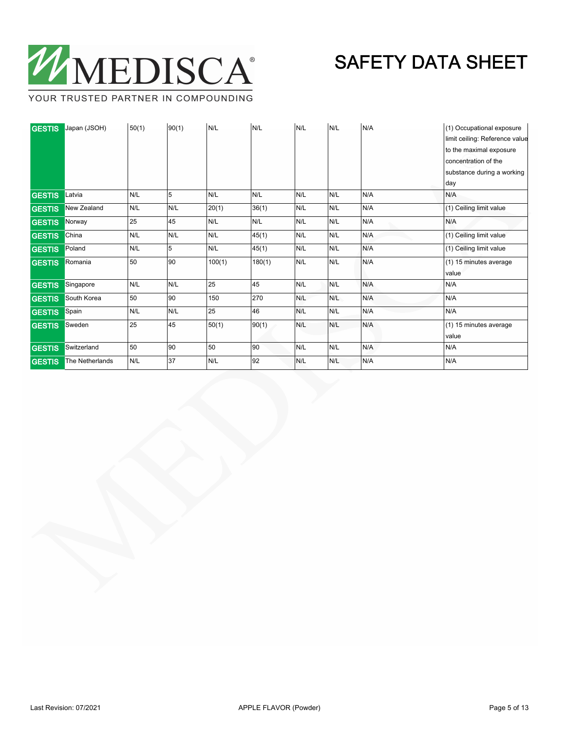| | | | | | | | | | |
|---|---|---|---|---|---|---|---|---|---|
| GESTIS | Japan (JSOH) | 50(1) | 90(1) | N/L | N/L | N/L | N/L | N/A | (1) Occupational exposure limit ceiling: Reference value to the maximal exposure concentration of the substance during a working day |
| GESTIS | Latvia | N/L | 5 | N/L | N/L | N/L | N/L | N/A | N/A |
| GESTIS | New Zealand | N/L | N/L | 20(1) | 36(1) | N/L | N/L | N/A | (1) Ceiling limit value |
| GESTIS | Norway | 25 | 45 | N/L | N/L | N/L | N/L | N/A | N/A |
| GESTIS | China | N/L | N/L | N/L | 45(1) | N/L | N/L | N/A | (1) Ceiling limit value |
| GESTIS | Poland | N/L | 5 | N/L | 45(1) | N/L | N/L | N/A | (1) Ceiling limit value |
| GESTIS | Romania | 50 | 90 | 100(1) | 180(1) | N/L | N/L | N/A | (1) 15 minutes average value |
| GESTIS | Singapore | N/L | N/L | 25 | 45 | N/L | N/L | N/A | N/A |
| GESTIS | South Korea | 50 | 90 | 150 | 270 | N/L | N/L | N/A | N/A |
| GESTIS | Spain | N/L | N/L | 25 | 46 | N/L | N/L | N/A | N/A |
| GESTIS | Sweden | 25 | 45 | 50(1) | 90(1) | N/L | N/L | N/A | (1) 15 minutes average value |
| GESTIS | Switzerland | 50 | 90 | 50 | 90 | N/L | N/L | N/A | N/A |
| GESTIS | The Netherlands | N/L | 37 | N/L | 92 | N/L | N/L | N/A | N/A |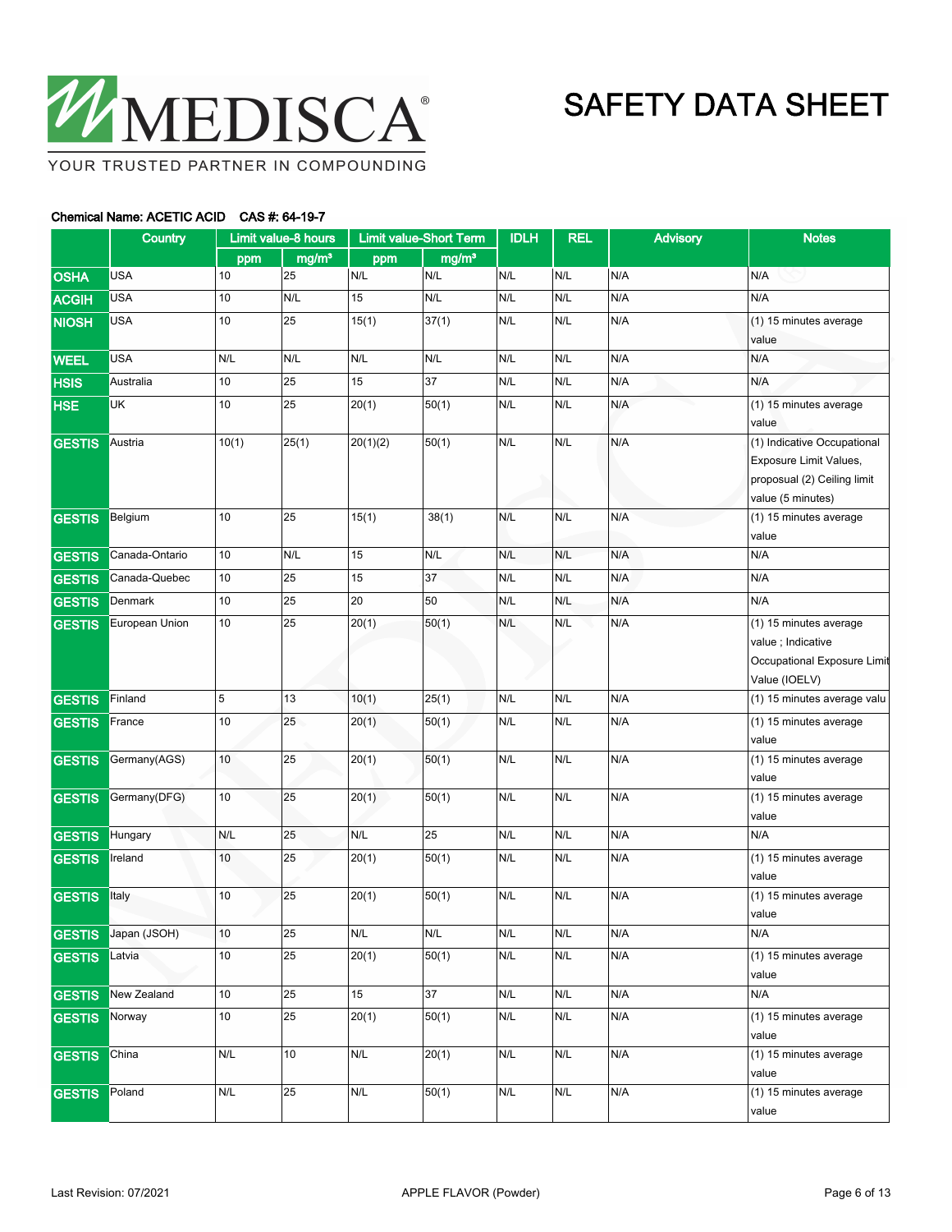# SAFETY DATA SHEET

**Chemical Name: ACETIC ACID CAS #: 64-19-7**

| | Country | Limit value-8 hours | | Limit value-Short Term | | IDLH | REL | Advisory | Notes |
|---|---|---|---|---|---|---|---|---|---|
| | | ppm | mg/m³ | ppm | mg/m³ | | | | |
| **OSHA** | USA | 10 | 25 | N/L | N/L | N/L | N/L | N/A | N/A |
| **ACGIH** | USA | 10 | N/L | 15 | N/L | N/L | N/L | N/A | N/A |
| **NIOSH** | USA | 10 | 25 | 15(1) | 37(1) | N/L | N/L | N/A | (1) 15 minutes average value |
| **WEEL** | USA | N/L | N/L | N/L | N/L | N/L | N/L | N/A | N/A |
| **HSIS** | Australia | 10 | 25 | 15 | 37 | N/L | N/L | N/A | N/A |
| **HSE** | UK | 10 | 25 | 20(1) | 50(1) | N/L | N/L | N/A | (1) 15 minutes average value |
| **GESTIS** | Austria | 10(1) | 25(1) | 20(1)(2) | 50(1) | N/L | N/L | N/A | (1) Indicative Occupational Exposure Limit Values, proposual (2) Ceiling limit value (5 minutes) |
| **GESTIS** | Belgium | 10 | 25 | 15(1) | 38(1) | N/L | N/L | N/A | (1) 15 minutes average value |
| **GESTIS** | Canada-Ontario | 10 | N/L | 15 | N/L | N/L | N/L | N/A | N/A |
| **GESTIS** | Canada-Quebec | 10 | 25 | 15 | 37 | N/L | N/L | N/A | N/A |
| **GESTIS** | Denmark | 10 | 25 | 20 | 50 | N/L | N/L | N/A | N/A |
| **GESTIS** | European Union | 10 | 25 | 20(1) | 50(1) | N/L | N/L | N/A | (1) 15 minutes average value ; Indicative Occupational Exposure Limit Value (IOELV) |
| **GESTIS** | Finland | 5 | 13 | 10(1) | 25(1) | N/L | N/L | N/A | (1) 15 minutes average valu |
| **GESTIS** | France | 10 | 25 | 20(1) | 50(1) | N/L | N/L | N/A | (1) 15 minutes average value |
| **GESTIS** | Germany(AGS) | 10 | 25 | 20(1) | 50(1) | N/L | N/L | N/A | (1) 15 minutes average value |
| **GESTIS** | Germany(DFG) | 10 | 25 | 20(1) | 50(1) | N/L | N/L | N/A | (1) 15 minutes average value |
| **GESTIS** | Hungary | N/L | 25 | N/L | 25 | N/L | N/L | N/A | N/A |
| **GESTIS** | Ireland | 10 | 25 | 20(1) | 50(1) | N/L | N/L | N/A | (1) 15 minutes average value |
| **GESTIS** | Italy | 10 | 25 | 20(1) | 50(1) | N/L | N/L | N/A | (1) 15 minutes average value |
| **GESTIS** | Japan (JSOH) | 10 | 25 | N/L | N/L | N/L | N/L | N/A | N/A |
| **GESTIS** | Latvia | 10 | 25 | 20(1) | 50(1) | N/L | N/L | N/A | (1) 15 minutes average value |
| **GESTIS** | New Zealand | 10 | 25 | 15 | 37 | N/L | N/L | N/A | N/A |
| **GESTIS** | Norway | 10 | 25 | 20(1) | 50(1) | N/L | N/L | N/A | (1) 15 minutes average value |
| **GESTIS** | China | N/L | 10 | N/L | 20(1) | N/L | N/L | N/A | (1) 15 minutes average value |
| **GESTIS** | Poland | N/L | 25 | N/L | 50(1) | N/L | N/L | N/A | (1) 15 minutes average value |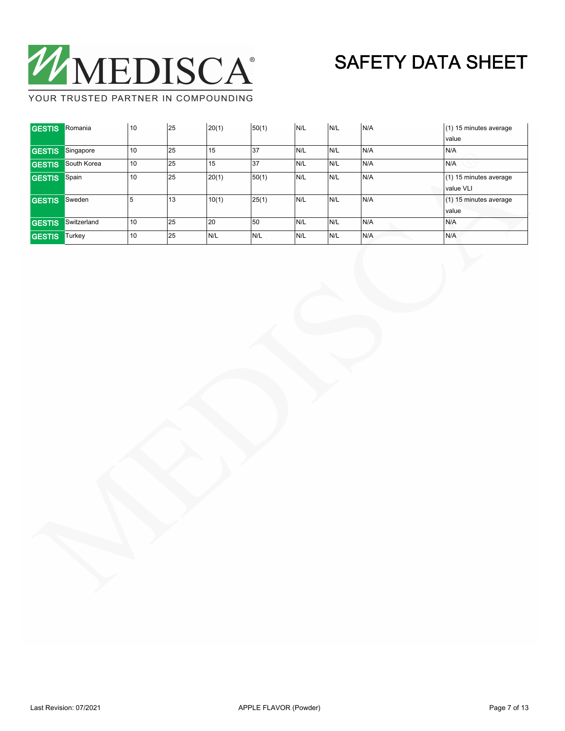| | | | | | | | | | |
|---|---|---|---|---|---|---|---|---|---|
| GESTIS | Romania | 10 | 25 | 20(1) | 50(1) | N/L | N/L | N/A | (1) 15 minutes average value |
| GESTIS | Singapore | 10 | 25 | 15 | 37 | N/L | N/L | N/A | N/A |
| GESTIS | South Korea | 10 | 25 | 15 | 37 | N/L | N/L | N/A | N/A |
| GESTIS | Spain | 10 | 25 | 20(1) | 50(1) | N/L | N/L | N/A | (1) 15 minutes average value VLI |
| GESTIS | Sweden | 5 | 13 | 10(1) | 25(1) | N/L | N/L | N/A | (1) 15 minutes average value |
| GESTIS | Switzerland | 10 | 25 | 20 | 50 | N/L | N/L | N/A | N/A |
| GESTIS | Turkey | 10 | 25 | N/L | N/L | N/L | N/L | N/A | N/A |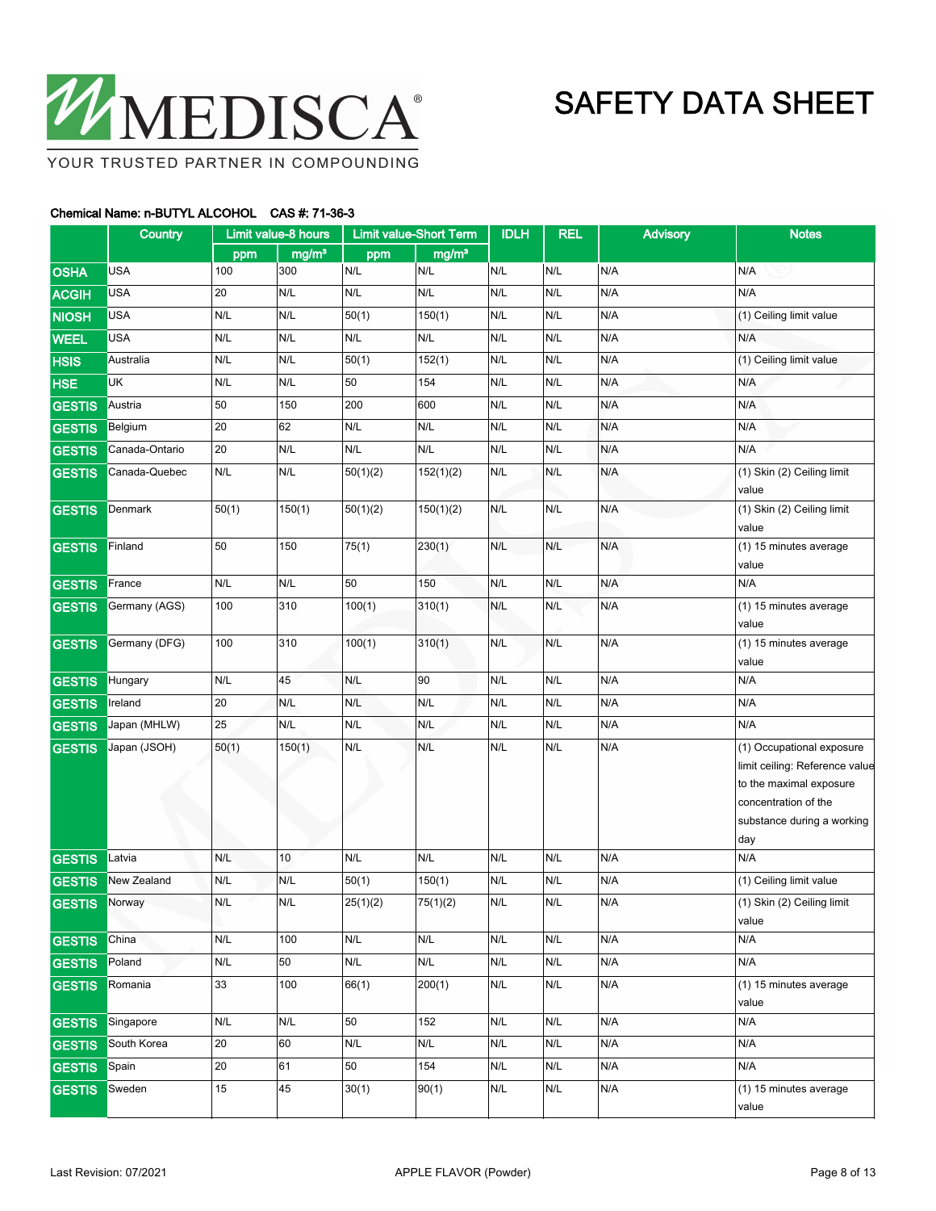**Chemical Name: n-BUTYL ALCOHOL CAS #: 71-36-3**

| | Country | Limit value-8 hours | | Limit value-Short Term | | IDLH | REL | Advisory | Notes |
|---|---|---|---|---|---|---|---|---|---|
| | | ppm | mg/m³ | ppm | mg/m³ | | | | |
| OSHA | USA | 100 | 300 | N/L | N/L | N/L | N/L | N/A | N/A |
| ACGIH | USA | 20 | N/L | N/L | N/L | N/L | N/L | N/A | N/A |
| NIOSH | USA | N/L | N/L | 50(1) | 150(1) | N/L | N/L | N/A | (1) Ceiling limit value |
| WEEL | USA | N/L | N/L | N/L | N/L | N/L | N/L | N/A | N/A |
| HSIS | Australia | N/L | N/L | 50(1) | 152(1) | N/L | N/L | N/A | (1) Ceiling limit value |
| HSE | UK | N/L | N/L | 50 | 154 | N/L | N/L | N/A | N/A |
| GESTIS | Austria | 50 | 150 | 200 | 600 | N/L | N/L | N/A | N/A |
| GESTIS | Belgium | 20 | 62 | N/L | N/L | N/L | N/L | N/A | N/A |
| GESTIS | Canada-Ontario | 20 | N/L | N/L | N/L | N/L | N/L | N/A | N/A |
| GESTIS | Canada-Quebec | N/L | N/L | 50(1)(2) | 152(1)(2) | N/L | N/L | N/A | (1) Skin (2) Ceiling limit value |
| GESTIS | Denmark | 50(1) | 150(1) | 50(1)(2) | 150(1)(2) | N/L | N/L | N/A | (1) Skin (2) Ceiling limit value |
| GESTIS | Finland | 50 | 150 | 75(1) | 230(1) | N/L | N/L | N/A | (1) 15 minutes average value |
| GESTIS | France | N/L | N/L | 50 | 150 | N/L | N/L | N/A | N/A |
| GESTIS | Germany (AGS) | 100 | 310 | 100(1) | 310(1) | N/L | N/L | N/A | (1) 15 minutes average value |
| GESTIS | Germany (DFG) | 100 | 310 | 100(1) | 310(1) | N/L | N/L | N/A | (1) 15 minutes average value |
| GESTIS | Hungary | N/L | 45 | N/L | 90 | N/L | N/L | N/A | N/A |
| GESTIS | Ireland | 20 | N/L | N/L | N/L | N/L | N/L | N/A | N/A |
| GESTIS | Japan (MHLW) | 25 | N/L | N/L | N/L | N/L | N/L | N/A | N/A |
| GESTIS | Japan (JSOH) | 50(1) | 150(1) | N/L | N/L | N/L | N/L | N/A | (1) Occupational exposure limit ceiling: Reference value to the maximal exposure concentration of the substance during a working day |
| GESTIS | Latvia | N/L | 10 | N/L | N/L | N/L | N/L | N/A | N/A |
| GESTIS | New Zealand | N/L | N/L | 50(1) | 150(1) | N/L | N/L | N/A | (1) Ceiling limit value |
| GESTIS | Norway | N/L | N/L | 25(1)(2) | 75(1)(2) | N/L | N/L | N/A | (1) Skin (2) Ceiling limit value |
| GESTIS | China | N/L | 100 | N/L | N/L | N/L | N/L | N/A | N/A |
| GESTIS | Poland | N/L | 50 | N/L | N/L | N/L | N/L | N/A | N/A |
| GESTIS | Romania | 33 | 100 | 66(1) | 200(1) | N/L | N/L | N/A | (1) 15 minutes average value |
| GESTIS | Singapore | N/L | N/L | 50 | 152 | N/L | N/L | N/A | N/A |
| GESTIS | South Korea | 20 | 60 | N/L | N/L | N/L | N/L | N/A | N/A |
| GESTIS | Spain | 20 | 61 | 50 | 154 | N/L | N/L | N/A | N/A |
| GESTIS | Sweden | 15 | 45 | 30(1) | 90(1) | N/L | N/L | N/A | (1) 15 minutes average value |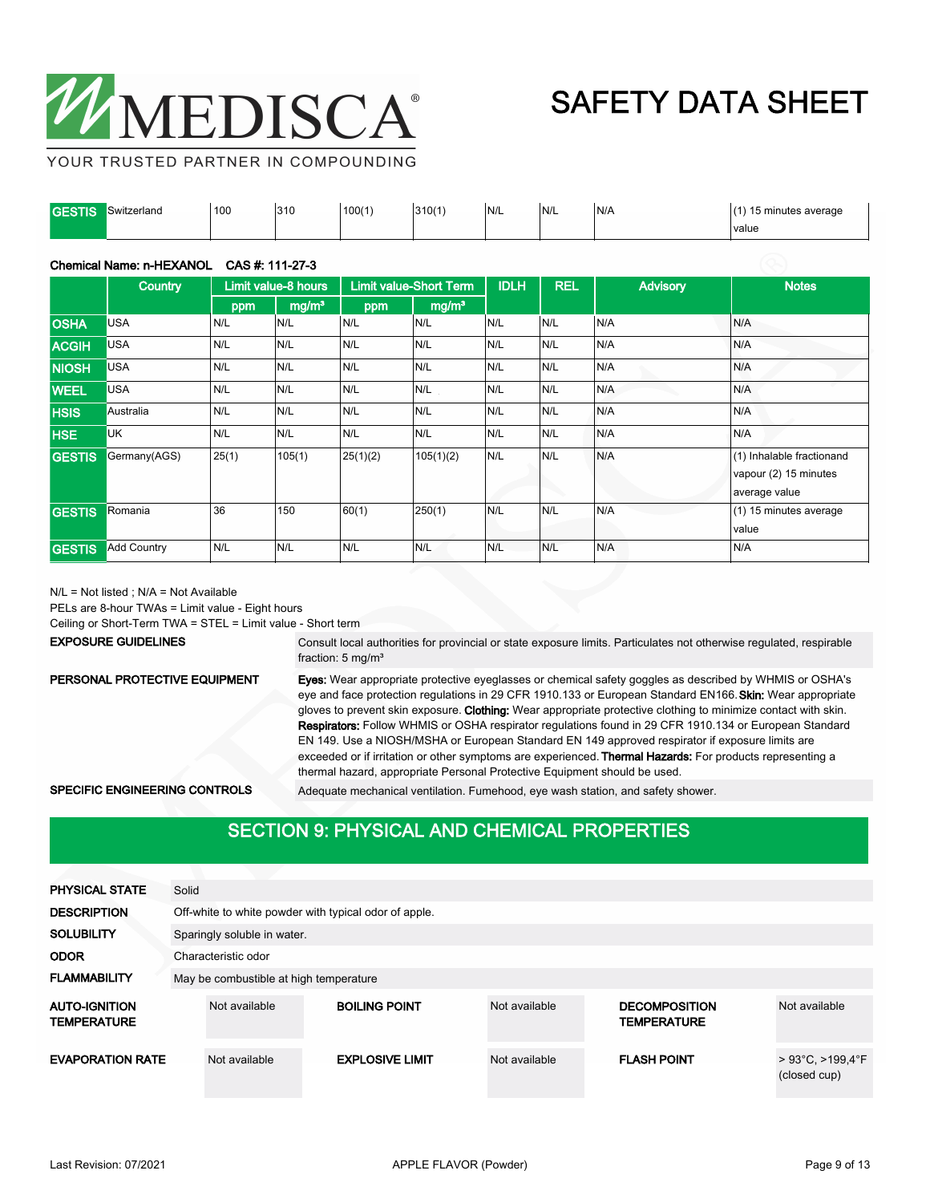| GESTIS | Switzerland | 100 | 310 | 100(1) | 310(1) | N/L | N/L | N/A | (1) 15 minutes average value |
|---|---|---|---|---|---|---|---|---|---|

**Chemical Name: n-HEXANOL CAS #: 111-27-3**

| | Country | Limit value-8 hours | | Limit value-Short Term | | IDLH | REL | Advisory | Notes |
|---|---|---|---|---|---|---|---|---|---|
| | | ppm | mg/m³ | ppm | mg/m³ | | | | |
| OSHA | USA | N/L | N/L | N/L | N/L | N/L | N/L | N/A | N/A |
| ACGIH | USA | N/L | N/L | N/L | N/L | N/L | N/L | N/A | N/A |
| NIOSH | USA | N/L | N/L | N/L | N/L | N/L | N/L | N/A | N/A |
| WEEL | USA | N/L | N/L | N/L | N/L | N/L | N/L | N/A | N/A |
| HSIS | Australia | N/L | N/L | N/L | N/L | N/L | N/L | N/A | N/A |
| HSE | UK | N/L | N/L | N/L | N/L | N/L | N/L | N/A | N/A |
| GESTIS | Germany(AGS) | 25(1) | 105(1) | 25(1)(2) | 105(1)(2) | N/L | N/L | N/A | (1) Inhalable fractionand vapour (2) 15 minutes average value |
| GESTIS | Romania | 36 | 150 | 60(1) | 250(1) | N/L | N/L | N/A | (1) 15 minutes average value |
| GESTIS | Add Country | N/L | N/L | N/L | N/L | N/L | N/L | N/A | N/A |

N/L = Not listed ; N/A = Not Available
PELs are 8-hour TWAs = Limit value - Eight hours
Ceiling or Short-Term TWA = STEL = Limit value - Short term

**EXPOSURE GUIDELINES**
Consult local authorities for provincial or state exposure limits. Particulates not otherwise regulated, respirable fraction: 5 mg/m³

**PERSONAL PROTECTIVE EQUIPMENT**
**Eyes:** Wear appropriate protective eyeglasses or chemical safety goggles as described by WHMIS or OSHA's eye and face protection regulations in 29 CFR 1910.133 or European Standard EN166. **Skin:** Wear appropriate gloves to prevent skin exposure. **Clothing:** Wear appropriate protective clothing to minimize contact with skin. **Respirators:** Follow WHMIS or OSHA respirator regulations found in 29 CFR 1910.134 or European Standard EN 149. Use a NIOSH/MSHA or European Standard EN 149 approved respirator if exposure limits are exceeded or if irritation or other symptoms are experienced. **Thermal Hazards:** For products representing a thermal hazard, appropriate Personal Protective Equipment should be used.

**SPECIFIC ENGINEERING CONTROLS**
Adequate mechanical ventilation. Fumehood, eye wash station, and safety shower.

## SECTION 9: PHYSICAL AND CHEMICAL PROPERTIES

**PHYSICAL STATE**: Solid

**DESCRIPTION**: Off-white to white powder with typical odor of apple.

**SOLUBILITY**: Sparingly soluble in water.

**ODOR**: Characteristic odor

**FLAMMABILITY**: May be combustible at high temperature

| | | | | | |
|---|---|---|---|---|---|
| **AUTO-IGNITION TEMPERATURE** | Not available | **BOILING POINT** | Not available | **DECOMPOSITION TEMPERATURE** | Not available |
| **EVAPORATION RATE** | Not available | **EXPLOSIVE LIMIT** | Not available | **FLASH POINT** | > 93°C, >199,4°F (closed cup) |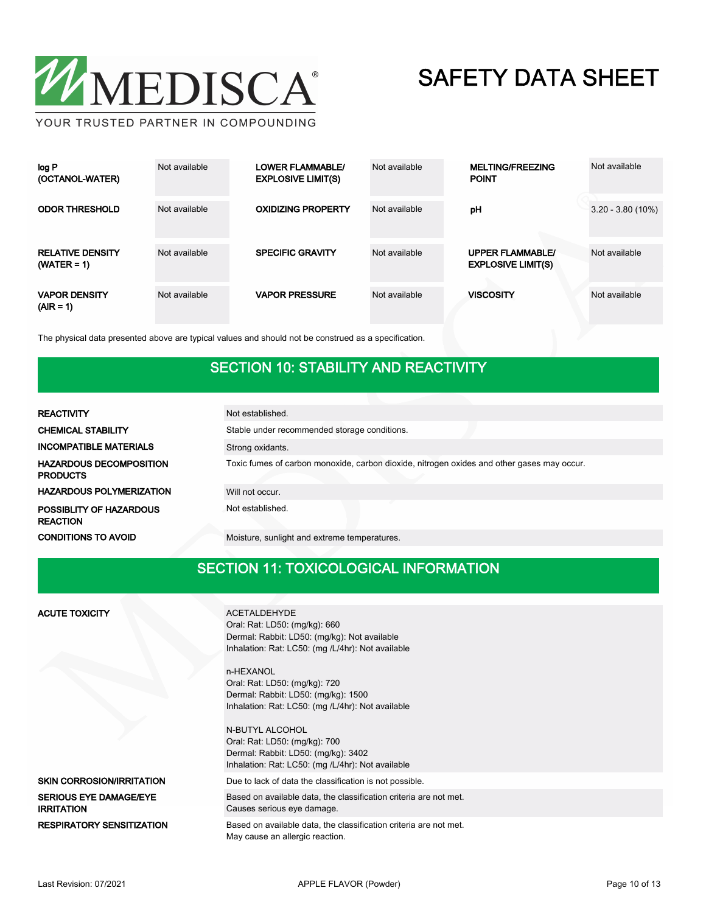| | | | | | |
|---|---|---|---|---|---|
| **log P (OCTANOL-WATER)** | Not available | **LOWER FLAMMABLE/ EXPLOSIVE LIMIT(S)** | Not available | **MELTING/FREEZING POINT** | Not available |
| **ODOR THRESHOLD** | Not available | **OXIDIZING PROPERTY** | Not available | **pH** | 3.20 - 3.80 (10%) |
| **RELATIVE DENSITY (WATER = 1)** | Not available | **SPECIFIC GRAVITY** | Not available | **UPPER FLAMMABLE/ EXPLOSIVE LIMIT(S)** | Not available |
| **VAPOR DENSITY (AIR = 1)** | Not available | **VAPOR PRESSURE** | Not available | **VISCOSITY** | Not available |

The physical data presented above are typical values and should not be construed as a specification.

## SECTION 10: STABILITY AND REACTIVITY

| | |
|---|---|
| **REACTIVITY** | Not established. |
| **CHEMICAL STABILITY** | Stable under recommended storage conditions. |
| **INCOMPATIBLE MATERIALS** | Strong oxidants. |
| **HAZARDOUS DECOMPOSITION PRODUCTS** | Toxic fumes of carbon monoxide, carbon dioxide, nitrogen oxides and other gases may occur. |
| **HAZARDOUS POLYMERIZATION** | Will not occur. |
| **POSSIBLITY OF HAZARDOUS REACTION** | Not established. |
| **CONDITIONS TO AVOID** | Moisture, sunlight and extreme temperatures. |

## SECTION 11: TOXICOLOGICAL INFORMATION

| | |
|---|---|
| **ACUTE TOXICITY** | ACETALDEHYDE<br>Oral: Rat: LD50: (mg/kg): 660<br>Dermal: Rabbit: LD50: (mg/kg): Not available<br>Inhalation: Rat: LC50: (mg /L/4hr): Not available<br><br>n-HEXANOL<br>Oral: Rat: LD50: (mg/kg): 720<br>Dermal: Rabbit: LD50: (mg/kg): 1500<br>Inhalation: Rat: LC50: (mg /L/4hr): Not available<br><br>N-BUTYL ALCOHOL<br>Oral: Rat: LD50: (mg/kg): 700<br>Dermal: Rabbit: LD50: (mg/kg): 3402<br>Inhalation: Rat: LC50: (mg /L/4hr): Not available |
| **SKIN CORROSION/IRRITATION** | Due to lack of data the classification is not possible. |
| **SERIOUS EYE DAMAGE/EYE IRRITATION** | Based on available data, the classification criteria are not met.<br>Causes serious eye damage. |
| **RESPIRATORY SENSITIZATION** | Based on available data, the classification criteria are not met.<br>May cause an allergic reaction. |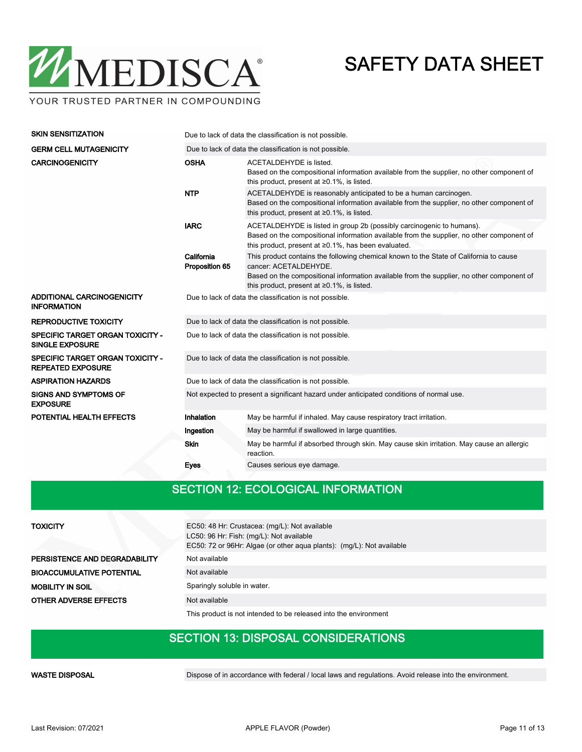| | | |
|---|---|---|
| **SKIN SENSITIZATION** | Due to lack of data the classification is not possible. | |
| **GERM CELL MUTAGENICITY** | Due to lack of data the classification is not possible. | |
| **CARCINOGENICITY** | **OSHA** | ACETALDEHYDE is listed.<br>Based on the compositional information available from the supplier, no other component of this product, present at ≥0.1%, is listed. |
| | **NTP** | ACETALDEHYDE is reasonably anticipated to be a human carcinogen.<br>Based on the compositional information available from the supplier, no other component of this product, present at ≥0.1%, is listed. |
| | **IARC** | ACETALDEHYDE is listed in group 2b (possibly carcinogenic to humans).<br>Based on the compositional information available from the supplier, no other component of this product, present at ≥0.1%, has been evaluated. |
| | **California Proposition 65** | This product contains the following chemical known to the State of California to cause cancer: ACETALDEHYDE.<br>Based on the compositional information available from the supplier, no other component of this product, present at ≥0.1%, is listed. |
| **ADDITIONAL CARCINOGENICITY INFORMATION** | Due to lack of data the classification is not possible. | |
| **REPRODUCTIVE TOXICITY** | Due to lack of data the classification is not possible. | |
| **SPECIFIC TARGET ORGAN TOXICITY - SINGLE EXPOSURE** | Due to lack of data the classification is not possible. | |
| **SPECIFIC TARGET ORGAN TOXICITY - REPEATED EXPOSURE** | Due to lack of data the classification is not possible. | |
| **ASPIRATION HAZARDS** | Due to lack of data the classification is not possible. | |
| **SIGNS AND SYMPTOMS OF EXPOSURE** | Not expected to present a significant hazard under anticipated conditions of normal use. | |
| **POTENTIAL HEALTH EFFECTS** | **Inhalation** | May be harmful if inhaled. May cause respiratory tract irritation. |
| | **Ingestion** | May be harmful if swallowed in large quantities. |
| | **Skin** | May be harmful if absorbed through skin. May cause skin irritation. May cause an allergic reaction. |
| | **Eyes** | Causes serious eye damage. |

## SECTION 12: ECOLOGICAL INFORMATION

| | |
|---|---|
| **TOXICITY** | EC50: 48 Hr: Crustacea: (mg/L): Not available<br>LC50: 96 Hr: Fish: (mg/L): Not available<br>EC50: 72 or 96Hr: Algae (or other aqua plants): (mg/L): Not available |
| **PERSISTENCE AND DEGRADABILITY** | Not available |
| **BIOACCUMULATIVE POTENTIAL** | Not available |
| **MOBILITY IN SOIL** | Sparingly soluble in water. |
| **OTHER ADVERSE EFFECTS** | Not available |
| | This product is not intended to be released into the environment |

## SECTION 13: DISPOSAL CONSIDERATIONS

| | |
|---|---|
| **WASTE DISPOSAL** | Dispose of in accordance with federal / local laws and regulations. Avoid release into the environment. |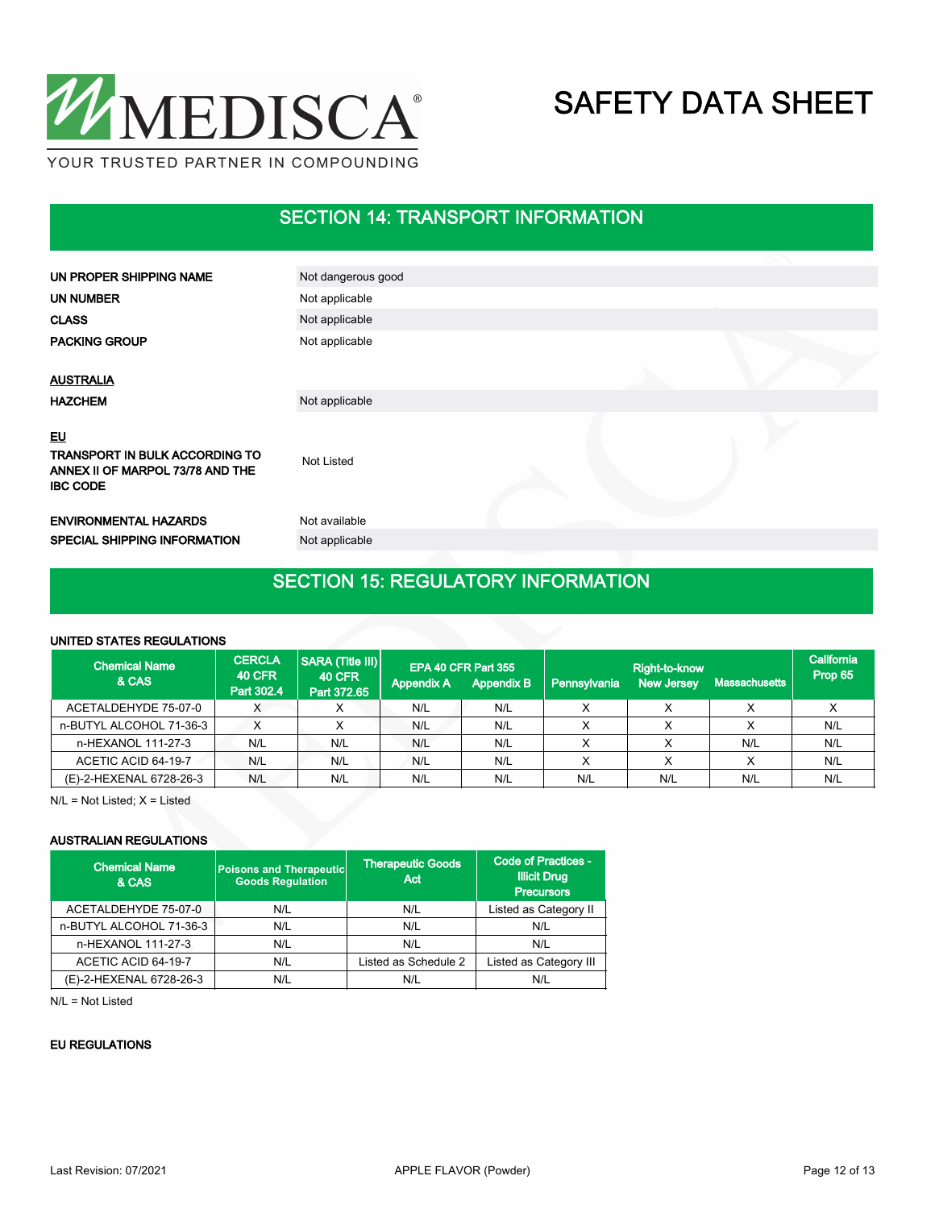## SECTION 14: TRANSPORT INFORMATION

| | |
|---|---|
| **UN PROPER SHIPPING NAME** | Not dangerous good |
| **UN NUMBER** | Not applicable |
| **CLASS** | Not applicable |
| **PACKING GROUP** | Not applicable |

**AUSTRALIA**

| | |
|---|---|
| **HAZCHEM** | Not applicable |

**EU**

| | |
|---|---|
| **TRANSPORT IN BULK ACCORDING TO ANNEX II OF MARPOL 73/78 AND THE IBC CODE** | Not Listed |
| **ENVIRONMENTAL HAZARDS** | Not available |
| **SPECIAL SHIPPING INFORMATION** | Not applicable |

## SECTION 15: REGULATORY INFORMATION

**UNITED STATES REGULATIONS**

| Chemical Name & CAS | CERCLA 40 CFR Part 302.4 | SARA (Title III) 40 CFR Part 372.65 | EPA 40 CFR Part 355 Appendix A | EPA 40 CFR Part 355 Appendix B | Right-to-know Pennsylvania | Right-to-know New Jersey | Right-to-know Massachusetts | California Prop 65 |
|---|---|---|---|---|---|---|---|---|
| ACETALDEHYDE 75-07-0 | X | X | N/L | N/L | X | X | X | X |
| n-BUTYL ALCOHOL 71-36-3 | X | X | N/L | N/L | X | X | X | N/L |
| n-HEXANOL 111-27-3 | N/L | N/L | N/L | N/L | X | X | N/L | N/L |
| ACETIC ACID 64-19-7 | N/L | N/L | N/L | N/L | X | X | X | N/L |
| (E)-2-HEXENAL 6728-26-3 | N/L | N/L | N/L | N/L | N/L | N/L | N/L | N/L |

N/L = Not Listed; X = Listed

**AUSTRALIAN REGULATIONS**

| Chemical Name & CAS | Poisons and Therapeutic Goods Regulation | Therapeutic Goods Act | Code of Practices - Illicit Drug Precursors |
|---|---|---|---|
| ACETALDEHYDE 75-07-0 | N/L | N/L | Listed as Category II |
| n-BUTYL ALCOHOL 71-36-3 | N/L | N/L | N/L |
| n-HEXANOL 111-27-3 | N/L | N/L | N/L |
| ACETIC ACID 64-19-7 | N/L | Listed as Schedule 2 | Listed as Category III |
| (E)-2-HEXENAL 6728-26-3 | N/L | N/L | N/L |

N/L = Not Listed

**EU REGULATIONS**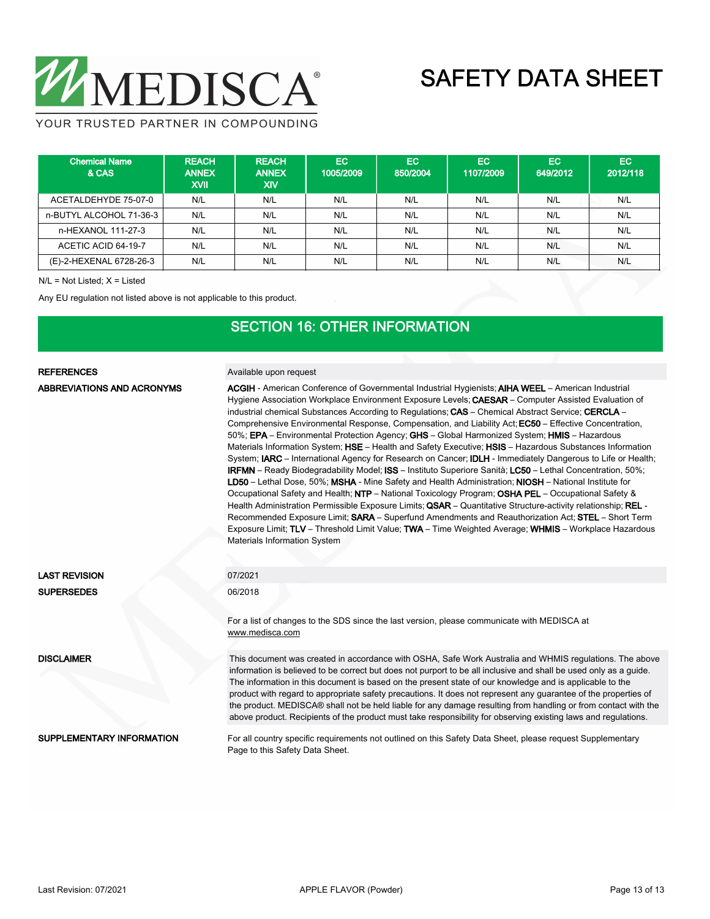| Chemical Name & CAS | REACH ANNEX XVII | REACH ANNEX XIV | EC 1005/2009 | EC 850/2004 | EC 1107/2009 | EC 649/2012 | EC 2012/118 |
|---|---|---|---|---|---|---|---|
| ACETALDEHYDE 75-07-0 | N/L | N/L | N/L | N/L | N/L | N/L | N/L |
| n-BUTYL ALCOHOL 71-36-3 | N/L | N/L | N/L | N/L | N/L | N/L | N/L |
| n-HEXANOL 111-27-3 | N/L | N/L | N/L | N/L | N/L | N/L | N/L |
| ACETIC ACID 64-19-7 | N/L | N/L | N/L | N/L | N/L | N/L | N/L |
| (E)-2-HEXENAL 6728-26-3 | N/L | N/L | N/L | N/L | N/L | N/L | N/L |

N/L = Not Listed; X = Listed

Any EU regulation not listed above is not applicable to this product.

## SECTION 16: OTHER INFORMATION

**REFERENCES**

Available upon request

**ABBREVIATIONS AND ACRONYMS**

**ACGIH** - American Conference of Governmental Industrial Hygienists; **AIHA WEEL** – American Industrial Hygiene Association Workplace Environment Exposure Levels; **CAESAR** – Computer Assisted Evaluation of industrial chemical Substances According to Regulations; **CAS** – Chemical Abstract Service; **CERCLA** – Comprehensive Environmental Response, Compensation, and Liability Act; **EC50** – Effective Concentration, 50%; **EPA** – Environmental Protection Agency; **GHS** – Global Harmonized System; **HMIS** – Hazardous Materials Information System; **HSE** – Health and Safety Executive; **HSIS** – Hazardous Substances Information System; **IARC** – International Agency for Research on Cancer; **IDLH** - Immediately Dangerous to Life or Health; **IRFMN** – Ready Biodegradability Model; **ISS** – Instituto Superiore Sanità; **LC50** – Lethal Concentration, 50%; **LD50** – Lethal Dose, 50%; **MSHA** - Mine Safety and Health Administration; **NIOSH** – National Institute for Occupational Safety and Health; **NTP** – National Toxicology Program; **OSHA PEL** – Occupational Safety & Health Administration Permissible Exposure Limits; **QSAR** – Quantitative Structure-activity relationship; **REL** - Recommended Exposure Limit; **SARA** – Superfund Amendments and Reauthorization Act; **STEL** – Short Term Exposure Limit; **TLV** – Threshold Limit Value; **TWA** – Time Weighted Average; **WHMIS** – Workplace Hazardous Materials Information System

**LAST REVISION**

07/2021

**SUPERSEDES**

06/2018

For a list of changes to the SDS since the last version, please communicate with MEDISCA at www.medisca.com

**DISCLAIMER**

This document was created in accordance with OSHA, Safe Work Australia and WHMIS regulations. The above information is believed to be correct but does not purport to be all inclusive and shall be used only as a guide. The information in this document is based on the present state of our knowledge and is applicable to the product with regard to appropriate safety precautions. It does not represent any guarantee of the properties of the product. MEDISCA® shall not be held liable for any damage resulting from handling or from contact with the above product. Recipients of the product must take responsibility for observing existing laws and regulations.

**SUPPLEMENTARY INFORMATION**

For all country specific requirements not outlined on this Safety Data Sheet, please request Supplementary Page to this Safety Data Sheet.